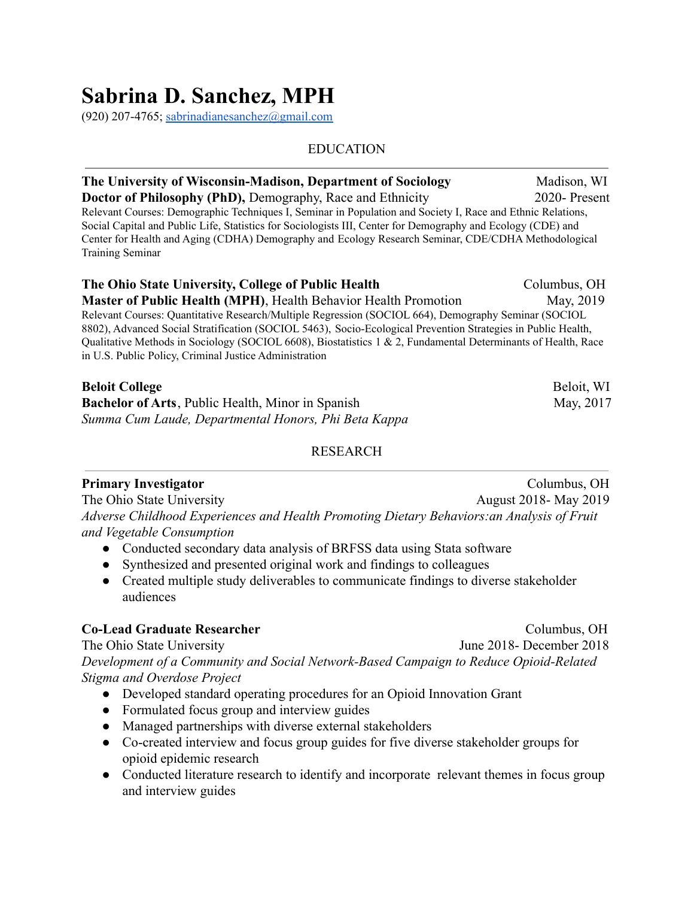# Sabrina D. Sanchez, MPH

(920) 207-4765; sabrinadianesanchez@gmail.com

## EDUCATION

**The University of Wisconsin-Madison, Department of Sociology** — Madison, WI
**Doctor of Philosophy (PhD),** Demography, Race and Ethnicity — 2020- Present
Relevant Courses: Demographic Techniques I, Seminar in Population and Society I, Race and Ethnic Relations, Social Capital and Public Life, Statistics for Sociologists III, Center for Demography and Ecology (CDE) and Center for Health and Aging (CDHA) Demography and Ecology Research Seminar, CDE/CDHA Methodological Training Seminar

**The Ohio State University, College of Public Health** — Columbus, OH
**Master of Public Health (MPH)**, Health Behavior Health Promotion — May, 2019
Relevant Courses: Quantitative Research/Multiple Regression (SOCIOL 664), Demography Seminar (SOCIOL 8802), Advanced Social Stratification (SOCIOL 5463), Socio-Ecological Prevention Strategies in Public Health, Qualitative Methods in Sociology (SOCIOL 6608), Biostatistics 1 & 2, Fundamental Determinants of Health, Race in U.S. Public Policy, Criminal Justice Administration

**Beloit College** — Beloit, WI
**Bachelor of Arts**, Public Health, Minor in Spanish — May, 2017
*Summa Cum Laude, Departmental Honors, Phi Beta Kappa*

## RESEARCH

**Primary Investigator** — Columbus, OH
The Ohio State University — August 2018- May 2019
*Adverse Childhood Experiences and Health Promoting Dietary Behaviors:an Analysis of Fruit and Vegetable Consumption*

- Conducted secondary data analysis of BRFSS data using Stata software
- Synthesized and presented original work and findings to colleagues
- Created multiple study deliverables to communicate findings to diverse stakeholder audiences

**Co-Lead Graduate Researcher** — Columbus, OH
The Ohio State University — June 2018- December 2018
*Development of a Community and Social Network-Based Campaign to Reduce Opioid-Related Stigma and Overdose Project*

- Developed standard operating procedures for an Opioid Innovation Grant
- Formulated focus group and interview guides
- Managed partnerships with diverse external stakeholders
- Co-created interview and focus group guides for five diverse stakeholder groups for opioid epidemic research
- Conducted literature research to identify and incorporate relevant themes in focus group and interview guides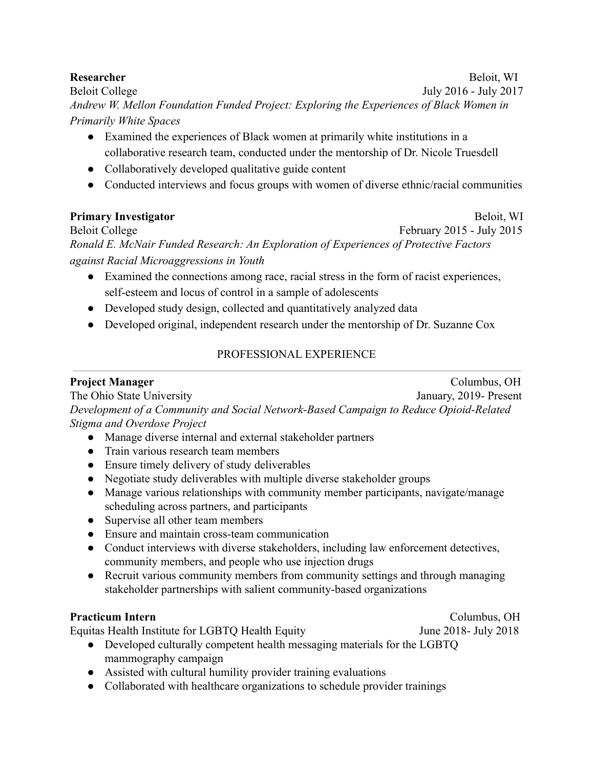**Researcher** Beloit, WI
Beloit College July 2016 - July 2017
*Andrew W. Mellon Foundation Funded Project: Exploring the Experiences of Black Women in Primarily White Spaces*

- Examined the experiences of Black women at primarily white institutions in a collaborative research team, conducted under the mentorship of Dr. Nicole Truesdell
- Collaboratively developed qualitative guide content
- Conducted interviews and focus groups with women of diverse ethnic/racial communities

**Primary Investigator** Beloit, WI
Beloit College February 2015 - July 2015
*Ronald E. McNair Funded Research: An Exploration of Experiences of Protective Factors against Racial Microaggressions in Youth*

- Examined the connections among race, racial stress in the form of racist experiences, self-esteem and locus of control in a sample of adolescents
- Developed study design, collected and quantitatively analyzed data
- Developed original, independent research under the mentorship of Dr. Suzanne Cox

## PROFESSIONAL EXPERIENCE

**Project Manager** Columbus, OH
The Ohio State University January, 2019- Present
*Development of a Community and Social Network-Based Campaign to Reduce Opioid-Related Stigma and Overdose Project*

- Manage diverse internal and external stakeholder partners
- Train various research team members
- Ensure timely delivery of study deliverables
- Negotiate study deliverables with multiple diverse stakeholder groups
- Manage various relationships with community member participants, navigate/manage scheduling across partners, and participants
- Supervise all other team members
- Ensure and maintain cross-team communication
- Conduct interviews with diverse stakeholders, including law enforcement detectives, community members, and people who use injection drugs
- Recruit various community members from community settings and through managing stakeholder partnerships with salient community-based organizations

**Practicum Intern** Columbus, OH
Equitas Health Institute for LGBTQ Health Equity June 2018- July 2018

- Developed culturally competent health messaging materials for the LGBTQ mammography campaign
- Assisted with cultural humility provider training evaluations
- Collaborated with healthcare organizations to schedule provider trainings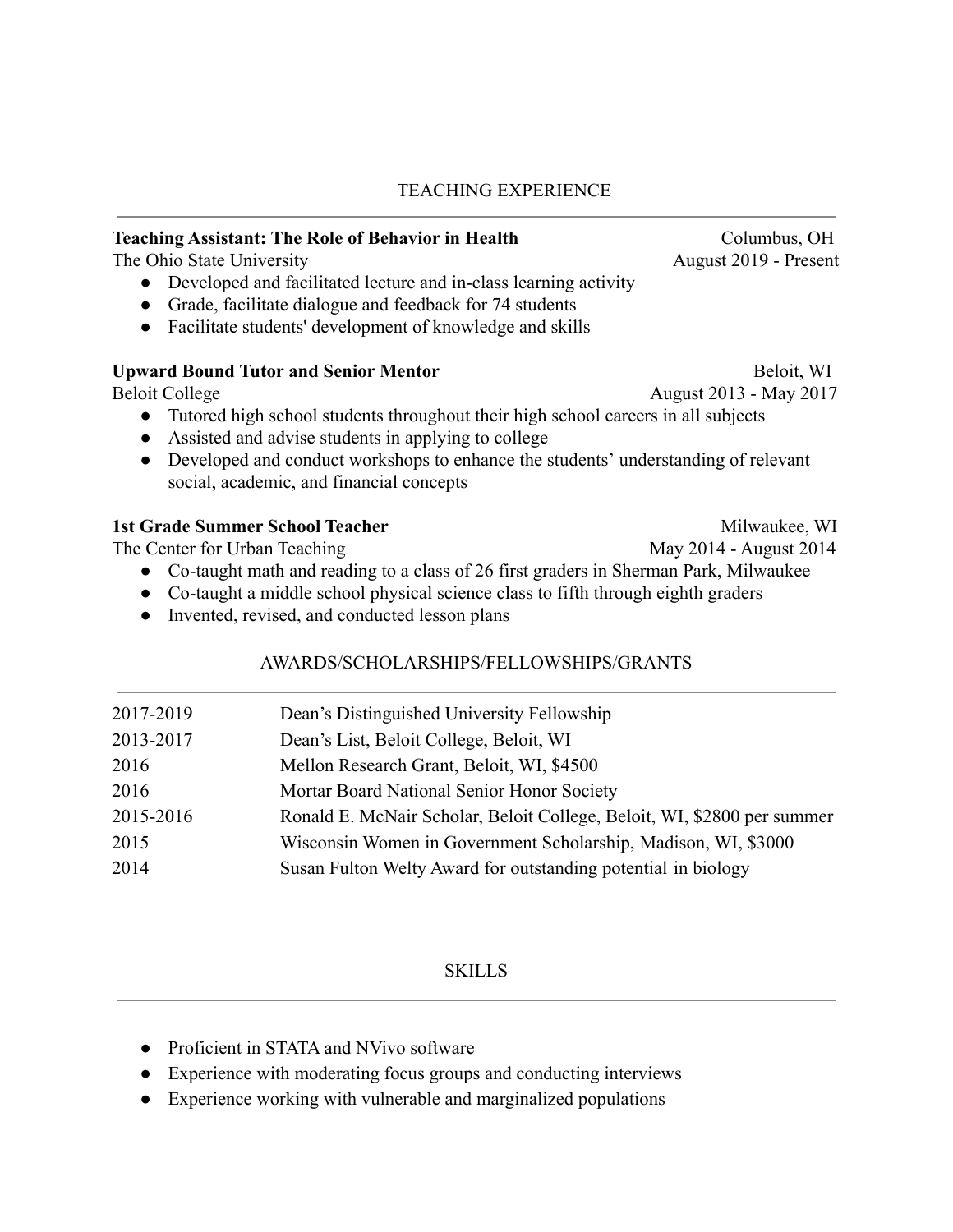## TEACHING EXPERIENCE

**Teaching Assistant: The Role of Behavior in Health** — Columbus, OH
The Ohio State University — August 2019 - Present

- Developed and facilitated lecture and in-class learning activity
- Grade, facilitate dialogue and feedback for 74 students
- Facilitate students' development of knowledge and skills

**Upward Bound Tutor and Senior Mentor** — Beloit, WI
Beloit College — August 2013 - May 2017

- Tutored high school students throughout their high school careers in all subjects
- Assisted and advise students in applying to college
- Developed and conduct workshops to enhance the students' understanding of relevant social, academic, and financial concepts

**1st Grade Summer School Teacher** — Milwaukee, WI
The Center for Urban Teaching — May 2014 - August 2014

- Co-taught math and reading to a class of 26 first graders in Sherman Park, Milwaukee
- Co-taught a middle school physical science class to fifth through eighth graders
- Invented, revised, and conducted lesson plans

## AWARDS/SCHOLARSHIPS/FELLOWSHIPS/GRANTS

| | |
|---|---|
| 2017-2019 | Dean's Distinguished University Fellowship |
| 2013-2017 | Dean's List, Beloit College, Beloit, WI |
| 2016 | Mellon Research Grant, Beloit, WI, $4500 |
| 2016 | Mortar Board National Senior Honor Society |
| 2015-2016 | Ronald E. McNair Scholar, Beloit College, Beloit, WI, $2800 per summer |
| 2015 | Wisconsin Women in Government Scholarship, Madison, WI, $3000 |
| 2014 | Susan Fulton Welty Award for outstanding potential in biology |

## SKILLS

- Proficient in STATA and NVivo software
- Experience with moderating focus groups and conducting interviews
- Experience working with vulnerable and marginalized populations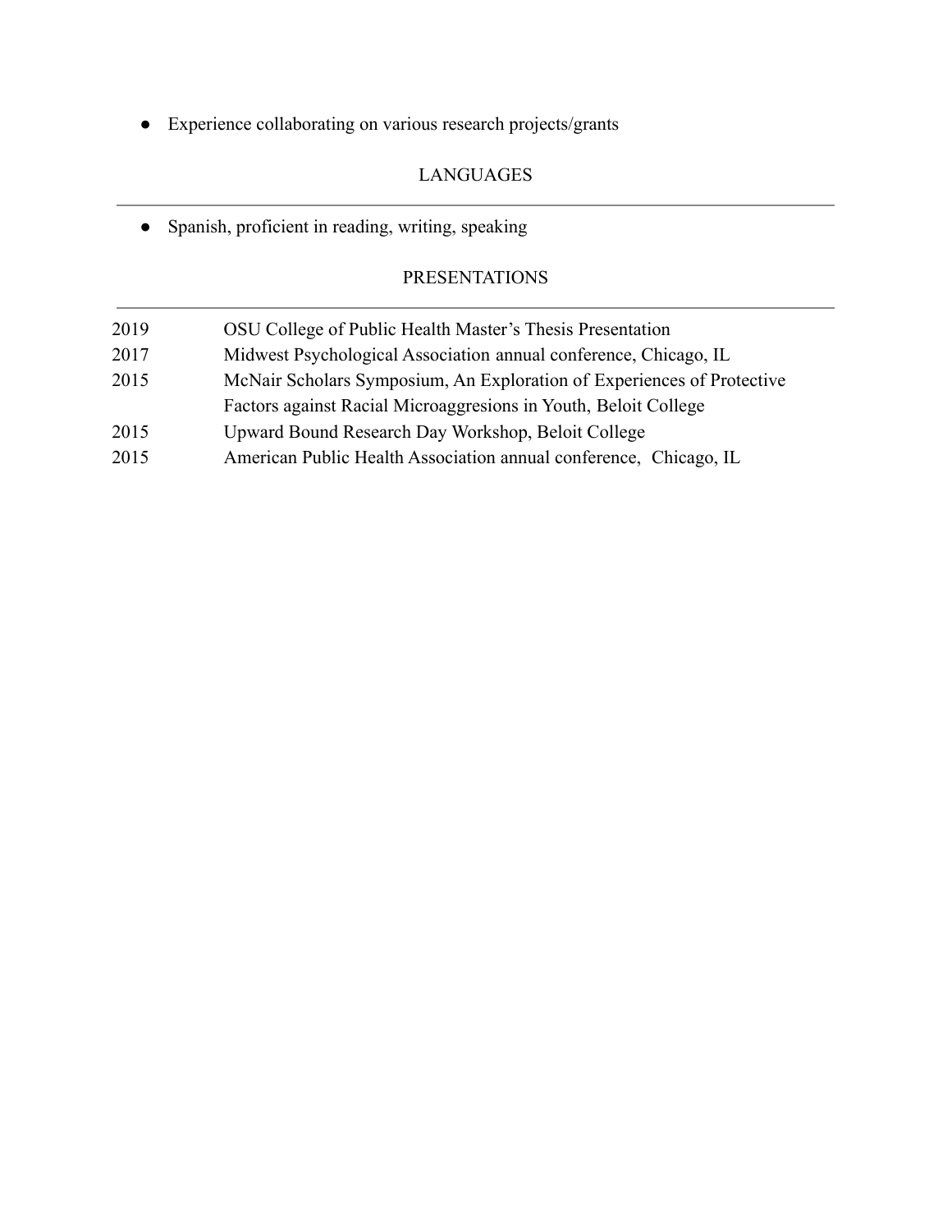- Experience collaborating on various research projects/grants

## LANGUAGES

- Spanish, proficient in reading, writing, speaking

## PRESENTATIONS

| | |
|---|---|
| 2019 | OSU College of Public Health Master's Thesis Presentation |
| 2017 | Midwest Psychological Association annual conference, Chicago, IL |
| 2015 | McNair Scholars Symposium, An Exploration of Experiences of Protective Factors against Racial Microaggresions in Youth, Beloit College |
| 2015 | Upward Bound Research Day Workshop, Beloit College |
| 2015 | American Public Health Association annual conference, Chicago, IL |